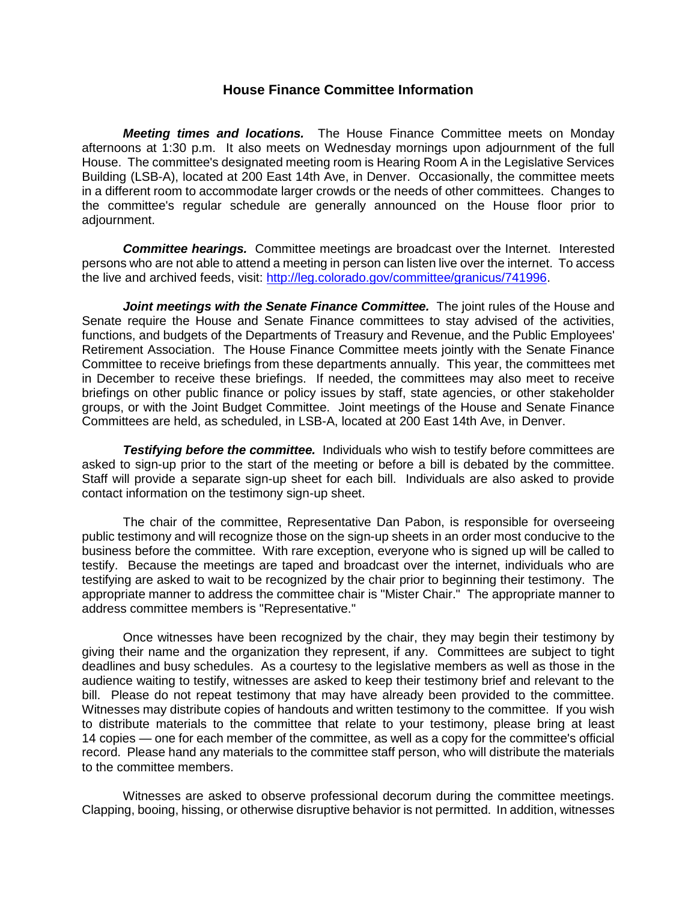# House Finance Committee Information

***Meeting times and locations.*** The House Finance Committee meets on Monday afternoons at 1:30 p.m. It also meets on Wednesday mornings upon adjournment of the full House. The committee's designated meeting room is Hearing Room A in the Legislative Services Building (LSB-A), located at 200 East 14th Ave, in Denver. Occasionally, the committee meets in a different room to accommodate larger crowds or the needs of other committees. Changes to the committee's regular schedule are generally announced on the House floor prior to adjournment.

***Committee hearings.*** Committee meetings are broadcast over the Internet. Interested persons who are not able to attend a meeting in person can listen live over the internet. To access the live and archived feeds, visit: [http://leg.colorado.gov/committee/granicus/741996](http://leg.colorado.gov/committee/granicus/741996).

***Joint meetings with the Senate Finance Committee.*** The joint rules of the House and Senate require the House and Senate Finance committees to stay advised of the activities, functions, and budgets of the Departments of Treasury and Revenue, and the Public Employees' Retirement Association. The House Finance Committee meets jointly with the Senate Finance Committee to receive briefings from these departments annually. This year, the committees met in December to receive these briefings. If needed, the committees may also meet to receive briefings on other public finance or policy issues by staff, state agencies, or other stakeholder groups, or with the Joint Budget Committee. Joint meetings of the House and Senate Finance Committees are held, as scheduled, in LSB-A, located at 200 East 14th Ave, in Denver.

***Testifying before the committee.*** Individuals who wish to testify before committees are asked to sign-up prior to the start of the meeting or before a bill is debated by the committee. Staff will provide a separate sign-up sheet for each bill. Individuals are also asked to provide contact information on the testimony sign-up sheet.

The chair of the committee, Representative Dan Pabon, is responsible for overseeing public testimony and will recognize those on the sign-up sheets in an order most conducive to the business before the committee. With rare exception, everyone who is signed up will be called to testify. Because the meetings are taped and broadcast over the internet, individuals who are testifying are asked to wait to be recognized by the chair prior to beginning their testimony. The appropriate manner to address the committee chair is "Mister Chair." The appropriate manner to address committee members is "Representative."

Once witnesses have been recognized by the chair, they may begin their testimony by giving their name and the organization they represent, if any. Committees are subject to tight deadlines and busy schedules. As a courtesy to the legislative members as well as those in the audience waiting to testify, witnesses are asked to keep their testimony brief and relevant to the bill. Please do not repeat testimony that may have already been provided to the committee. Witnesses may distribute copies of handouts and written testimony to the committee. If you wish to distribute materials to the committee that relate to your testimony, please bring at least 14 copies — one for each member of the committee, as well as a copy for the committee's official record. Please hand any materials to the committee staff person, who will distribute the materials to the committee members.

Witnesses are asked to observe professional decorum during the committee meetings. Clapping, booing, hissing, or otherwise disruptive behavior is not permitted. In addition, witnesses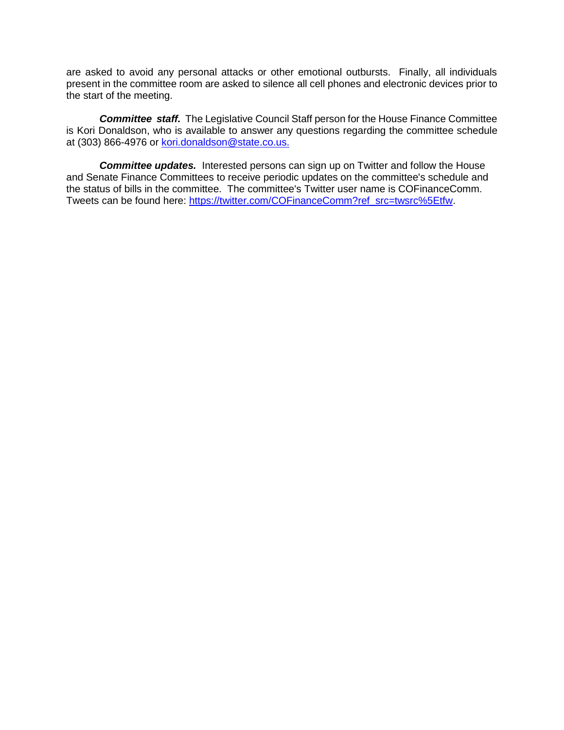are asked to avoid any personal attacks or other emotional outbursts. Finally, all individuals present in the committee room are asked to silence all cell phones and electronic devices prior to the start of the meeting.

***Committee staff.*** The Legislative Council Staff person for the House Finance Committee is Kori Donaldson, who is available to answer any questions regarding the committee schedule at (303) 866-4976 or [kori.donaldson@state.co.us.](mailto:kori.donaldson@state.co.us)

***Committee updates.*** Interested persons can sign up on Twitter and follow the House and Senate Finance Committees to receive periodic updates on the committee's schedule and the status of bills in the committee. The committee's Twitter user name is COFinanceComm. Tweets can be found here: [https://twitter.com/COFinanceComm?ref_src=twsrc%5Etfw](https://twitter.com/COFinanceComm?ref_src=twsrc%5Etfw).